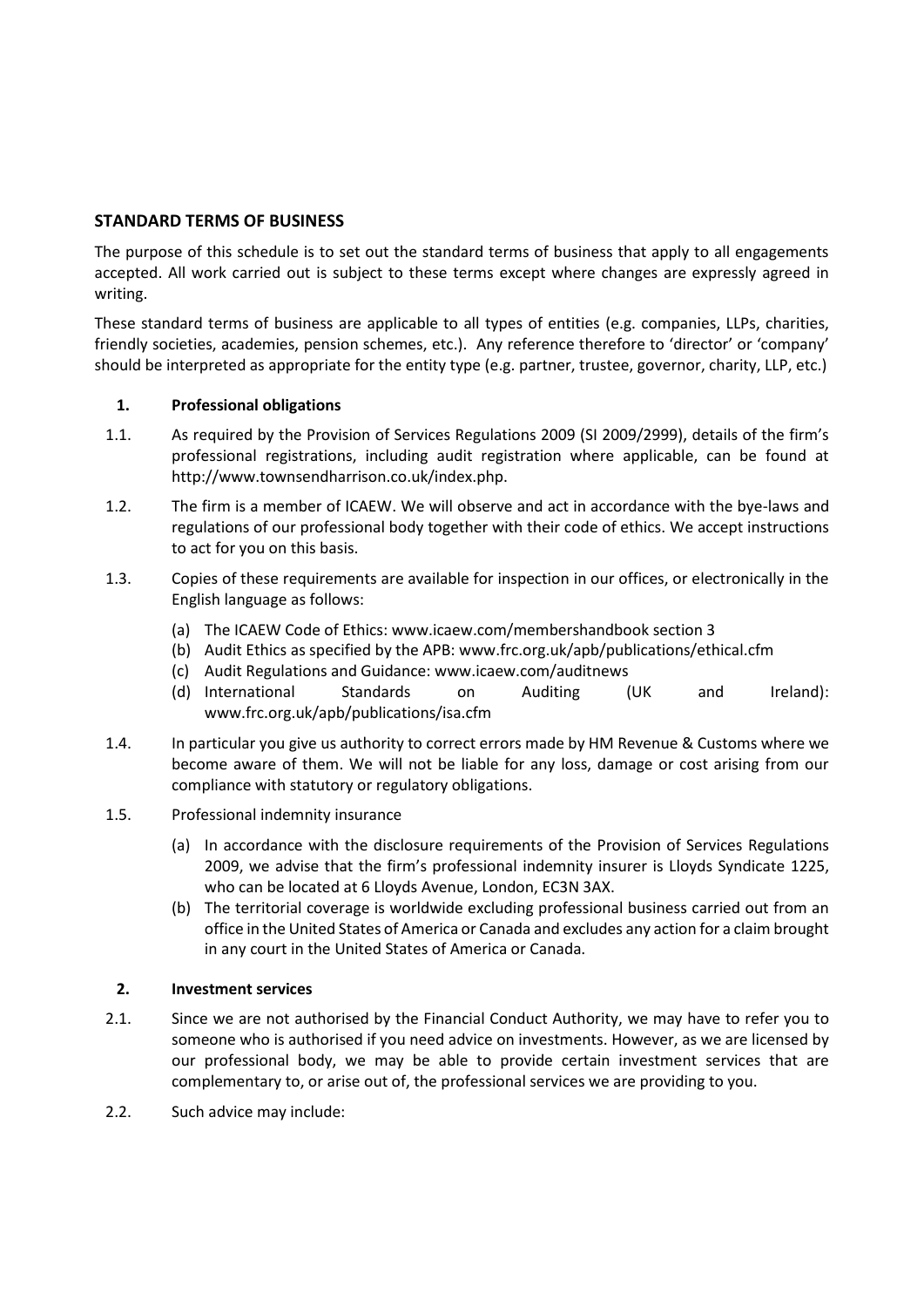## STANDARD TERMS OF BUSINESS

The purpose of this schedule is to set out the standard terms of business that apply to all engagements accepted. All work carried out is subject to these terms except where changes are expressly agreed in writing.

These standard terms of business are applicable to all types of entities (e.g. companies, LLPs, charities, friendly societies, academies, pension schemes, etc.). Any reference therefore to 'director' or 'company' should be interpreted as appropriate for the entity type (e.g. partner, trustee, governor, charity, LLP, etc.)

### 1. Professional obligations

1.1. As required by the Provision of Services Regulations 2009 (SI 2009/2999), details of the firm's professional registrations, including audit registration where applicable, can be found at http://www.townsendharrison.co.uk/index.php.

1.2. The firm is a member of ICAEW. We will observe and act in accordance with the bye-laws and regulations of our professional body together with their code of ethics. We accept instructions to act for you on this basis.

1.3. Copies of these requirements are available for inspection in our offices, or electronically in the English language as follows:

(a) The ICAEW Code of Ethics: www.icaew.com/membershandbook section 3
(b) Audit Ethics as specified by the APB: www.frc.org.uk/apb/publications/ethical.cfm
(c) Audit Regulations and Guidance: www.icaew.com/auditnews
(d) International Standards on Auditing (UK and Ireland): www.frc.org.uk/apb/publications/isa.cfm

1.4. In particular you give us authority to correct errors made by HM Revenue & Customs where we become aware of them. We will not be liable for any loss, damage or cost arising from our compliance with statutory or regulatory obligations.

1.5. Professional indemnity insurance

(a) In accordance with the disclosure requirements of the Provision of Services Regulations 2009, we advise that the firm's professional indemnity insurer is Lloyds Syndicate 1225, who can be located at 6 Lloyds Avenue, London, EC3N 3AX.
(b) The territorial coverage is worldwide excluding professional business carried out from an office in the United States of America or Canada and excludes any action for a claim brought in any court in the United States of America or Canada.

### 2. Investment services

2.1. Since we are not authorised by the Financial Conduct Authority, we may have to refer you to someone who is authorised if you need advice on investments. However, as we are licensed by our professional body, we may be able to provide certain investment services that are complementary to, or arise out of, the professional services we are providing to you.

2.2. Such advice may include: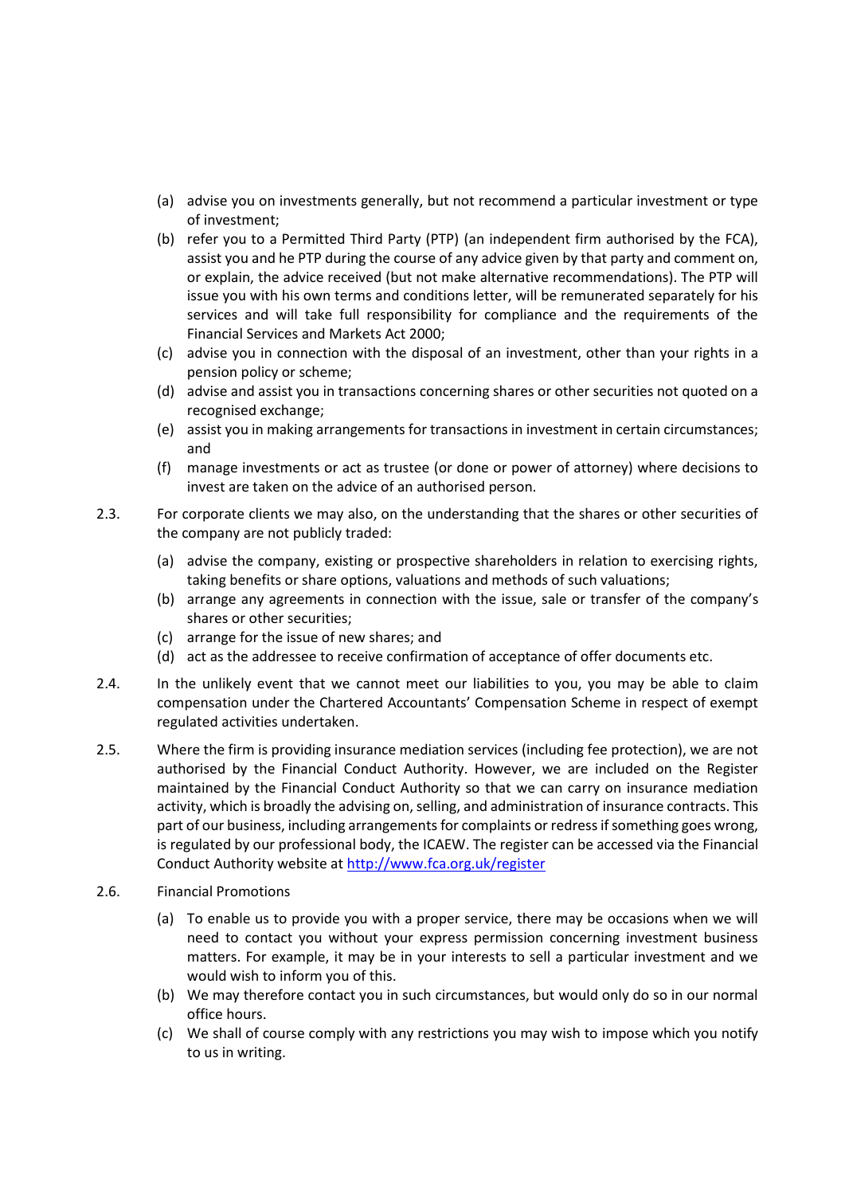(a) advise you on investments generally, but not recommend a particular investment or type of investment;

(b) refer you to a Permitted Third Party (PTP) (an independent firm authorised by the FCA), assist you and he PTP during the course of any advice given by that party and comment on, or explain, the advice received (but not make alternative recommendations). The PTP will issue you with his own terms and conditions letter, will be remunerated separately for his services and will take full responsibility for compliance and the requirements of the Financial Services and Markets Act 2000;

(c) advise you in connection with the disposal of an investment, other than your rights in a pension policy or scheme;

(d) advise and assist you in transactions concerning shares or other securities not quoted on a recognised exchange;

(e) assist you in making arrangements for transactions in investment in certain circumstances; and

(f) manage investments or act as trustee (or done or power of attorney) where decisions to invest are taken on the advice of an authorised person.

2.3. For corporate clients we may also, on the understanding that the shares or other securities of the company are not publicly traded:

(a) advise the company, existing or prospective shareholders in relation to exercising rights, taking benefits or share options, valuations and methods of such valuations;

(b) arrange any agreements in connection with the issue, sale or transfer of the company's shares or other securities;

(c) arrange for the issue of new shares; and

(d) act as the addressee to receive confirmation of acceptance of offer documents etc.

2.4. In the unlikely event that we cannot meet our liabilities to you, you may be able to claim compensation under the Chartered Accountants' Compensation Scheme in respect of exempt regulated activities undertaken.

2.5. Where the firm is providing insurance mediation services (including fee protection), we are not authorised by the Financial Conduct Authority. However, we are included on the Register maintained by the Financial Conduct Authority so that we can carry on insurance mediation activity, which is broadly the advising on, selling, and administration of insurance contracts. This part of our business, including arrangements for complaints or redress if something goes wrong, is regulated by our professional body, the ICAEW. The register can be accessed via the Financial Conduct Authority website at [http://www.fca.org.uk/register](http://www.fca.org.uk/register)

2.6. Financial Promotions

(a) To enable us to provide you with a proper service, there may be occasions when we will need to contact you without your express permission concerning investment business matters. For example, it may be in your interests to sell a particular investment and we would wish to inform you of this.

(b) We may therefore contact you in such circumstances, but would only do so in our normal office hours.

(c) We shall of course comply with any restrictions you may wish to impose which you notify to us in writing.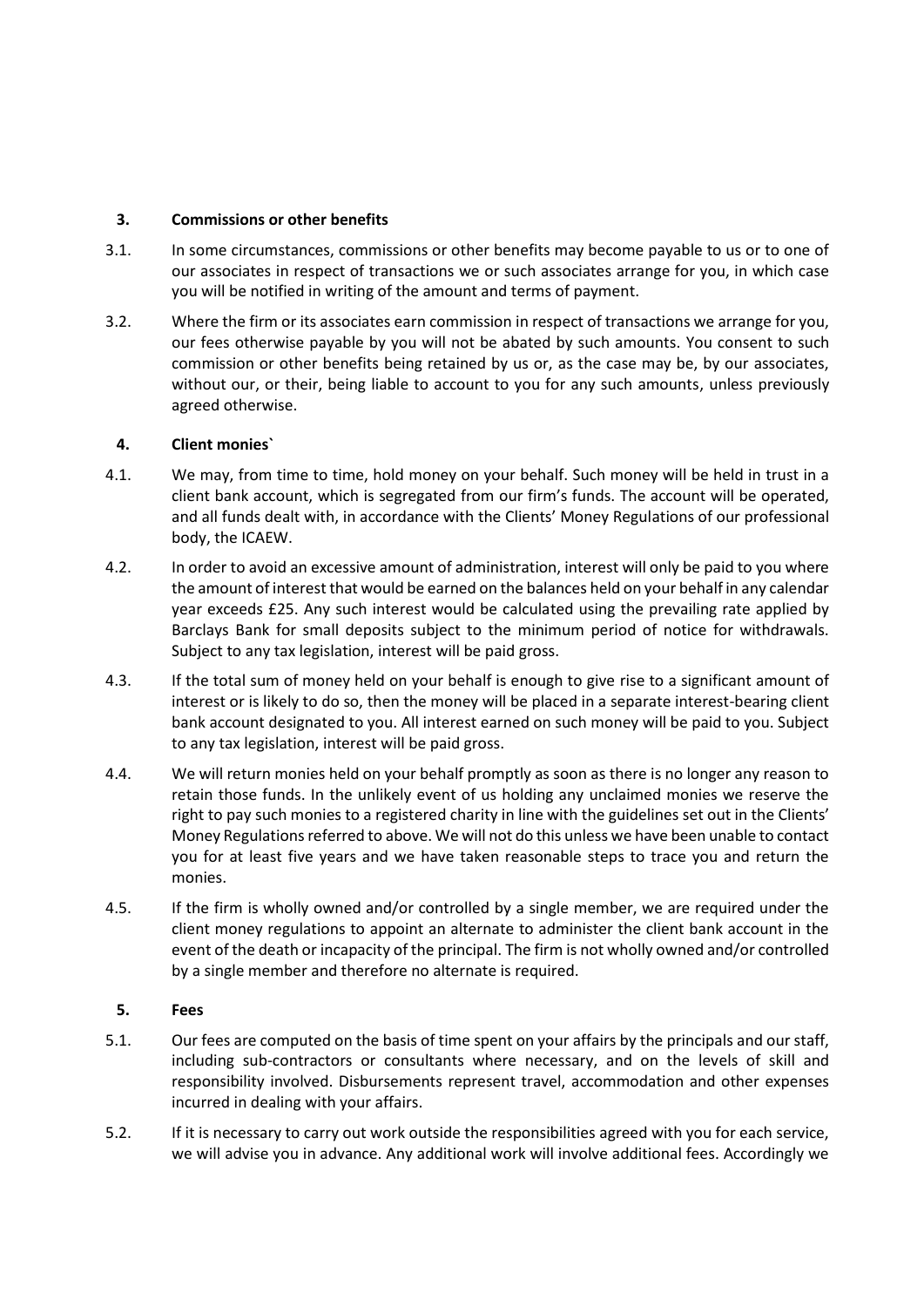## 3. Commissions or other benefits

3.1. In some circumstances, commissions or other benefits may become payable to us or to one of our associates in respect of transactions we or such associates arrange for you, in which case you will be notified in writing of the amount and terms of payment.

3.2. Where the firm or its associates earn commission in respect of transactions we arrange for you, our fees otherwise payable by you will not be abated by such amounts. You consent to such commission or other benefits being retained by us or, as the case may be, by our associates, without our, or their, being liable to account to you for any such amounts, unless previously agreed otherwise.

## 4. Client monies`

4.1. We may, from time to time, hold money on your behalf. Such money will be held in trust in a client bank account, which is segregated from our firm's funds. The account will be operated, and all funds dealt with, in accordance with the Clients' Money Regulations of our professional body, the ICAEW.

4.2. In order to avoid an excessive amount of administration, interest will only be paid to you where the amount of interest that would be earned on the balances held on your behalf in any calendar year exceeds £25. Any such interest would be calculated using the prevailing rate applied by Barclays Bank for small deposits subject to the minimum period of notice for withdrawals. Subject to any tax legislation, interest will be paid gross.

4.3. If the total sum of money held on your behalf is enough to give rise to a significant amount of interest or is likely to do so, then the money will be placed in a separate interest-bearing client bank account designated to you. All interest earned on such money will be paid to you. Subject to any tax legislation, interest will be paid gross.

4.4. We will return monies held on your behalf promptly as soon as there is no longer any reason to retain those funds. In the unlikely event of us holding any unclaimed monies we reserve the right to pay such monies to a registered charity in line with the guidelines set out in the Clients' Money Regulations referred to above. We will not do this unless we have been unable to contact you for at least five years and we have taken reasonable steps to trace you and return the monies.

4.5. If the firm is wholly owned and/or controlled by a single member, we are required under the client money regulations to appoint an alternate to administer the client bank account in the event of the death or incapacity of the principal. The firm is not wholly owned and/or controlled by a single member and therefore no alternate is required.

## 5. Fees

5.1. Our fees are computed on the basis of time spent on your affairs by the principals and our staff, including sub-contractors or consultants where necessary, and on the levels of skill and responsibility involved. Disbursements represent travel, accommodation and other expenses incurred in dealing with your affairs.

5.2. If it is necessary to carry out work outside the responsibilities agreed with you for each service, we will advise you in advance. Any additional work will involve additional fees. Accordingly we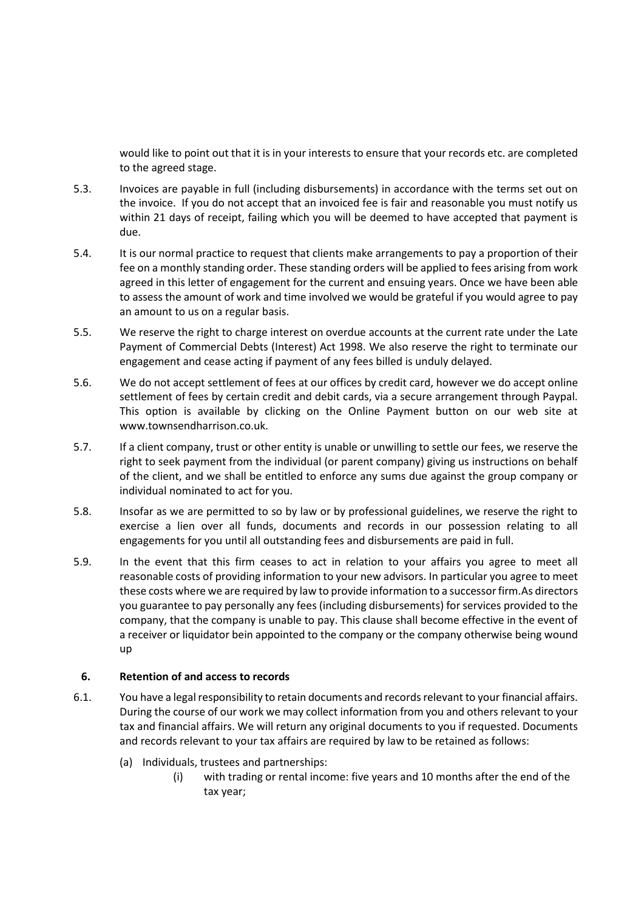would like to point out that it is in your interests to ensure that your records etc. are completed to the agreed stage.

5.3. Invoices are payable in full (including disbursements) in accordance with the terms set out on the invoice. If you do not accept that an invoiced fee is fair and reasonable you must notify us within 21 days of receipt, failing which you will be deemed to have accepted that payment is due.

5.4. It is our normal practice to request that clients make arrangements to pay a proportion of their fee on a monthly standing order. These standing orders will be applied to fees arising from work agreed in this letter of engagement for the current and ensuing years. Once we have been able to assess the amount of work and time involved we would be grateful if you would agree to pay an amount to us on a regular basis.

5.5. We reserve the right to charge interest on overdue accounts at the current rate under the Late Payment of Commercial Debts (Interest) Act 1998. We also reserve the right to terminate our engagement and cease acting if payment of any fees billed is unduly delayed.

5.6. We do not accept settlement of fees at our offices by credit card, however we do accept online settlement of fees by certain credit and debit cards, via a secure arrangement through Paypal. This option is available by clicking on the Online Payment button on our web site at www.townsendharrison.co.uk.

5.7. If a client company, trust or other entity is unable or unwilling to settle our fees, we reserve the right to seek payment from the individual (or parent company) giving us instructions on behalf of the client, and we shall be entitled to enforce any sums due against the group company or individual nominated to act for you.

5.8. Insofar as we are permitted to so by law or by professional guidelines, we reserve the right to exercise a lien over all funds, documents and records in our possession relating to all engagements for you until all outstanding fees and disbursements are paid in full.

5.9. In the event that this firm ceases to act in relation to your affairs you agree to meet all reasonable costs of providing information to your new advisors. In particular you agree to meet these costs where we are required by law to provide information to a successor firm.As directors you guarantee to pay personally any fees (including disbursements) for services provided to the company, that the company is unable to pay. This clause shall become effective in the event of a receiver or liquidator bein appointed to the company or the company otherwise being wound up

## 6. Retention of and access to records

6.1. You have a legal responsibility to retain documents and records relevant to your financial affairs. During the course of our work we may collect information from you and others relevant to your tax and financial affairs. We will return any original documents to you if requested. Documents and records relevant to your tax affairs are required by law to be retained as follows:

(a) Individuals, trustees and partnerships:

(i) with trading or rental income: five years and 10 months after the end of the tax year;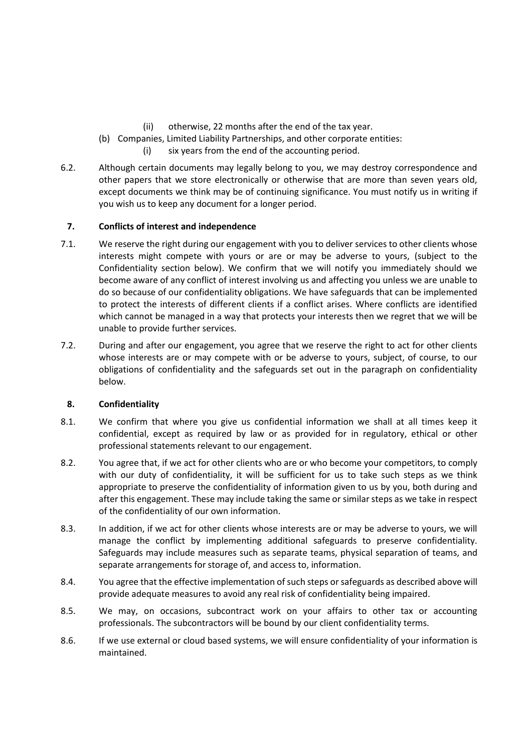(ii) otherwise, 22 months after the end of the tax year.

(b) Companies, Limited Liability Partnerships, and other corporate entities:

    (i) six years from the end of the accounting period.

6.2. Although certain documents may legally belong to you, we may destroy correspondence and other papers that we store electronically or otherwise that are more than seven years old, except documents we think may be of continuing significance. You must notify us in writing if you wish us to keep any document for a longer period.

**7. Conflicts of interest and independence**

7.1. We reserve the right during our engagement with you to deliver services to other clients whose interests might compete with yours or are or may be adverse to yours, (subject to the Confidentiality section below). We confirm that we will notify you immediately should we become aware of any conflict of interest involving us and affecting you unless we are unable to do so because of our confidentiality obligations. We have safeguards that can be implemented to protect the interests of different clients if a conflict arises. Where conflicts are identified which cannot be managed in a way that protects your interests then we regret that we will be unable to provide further services.

7.2. During and after our engagement, you agree that we reserve the right to act for other clients whose interests are or may compete with or be adverse to yours, subject, of course, to our obligations of confidentiality and the safeguards set out in the paragraph on confidentiality below.

**8. Confidentiality**

8.1. We confirm that where you give us confidential information we shall at all times keep it confidential, except as required by law or as provided for in regulatory, ethical or other professional statements relevant to our engagement.

8.2. You agree that, if we act for other clients who are or who become your competitors, to comply with our duty of confidentiality, it will be sufficient for us to take such steps as we think appropriate to preserve the confidentiality of information given to us by you, both during and after this engagement. These may include taking the same or similar steps as we take in respect of the confidentiality of our own information.

8.3. In addition, if we act for other clients whose interests are or may be adverse to yours, we will manage the conflict by implementing additional safeguards to preserve confidentiality. Safeguards may include measures such as separate teams, physical separation of teams, and separate arrangements for storage of, and access to, information.

8.4. You agree that the effective implementation of such steps or safeguards as described above will provide adequate measures to avoid any real risk of confidentiality being impaired.

8.5. We may, on occasions, subcontract work on your affairs to other tax or accounting professionals. The subcontractors will be bound by our client confidentiality terms.

8.6. If we use external or cloud based systems, we will ensure confidentiality of your information is maintained.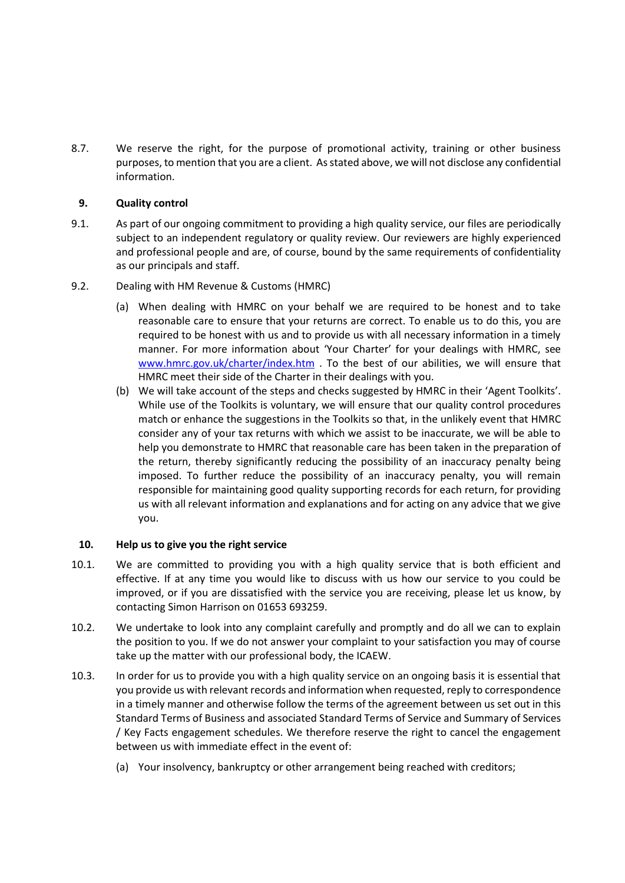8.7. We reserve the right, for the purpose of promotional activity, training or other business purposes, to mention that you are a client. As stated above, we will not disclose any confidential information.

## 9. Quality control

9.1. As part of our ongoing commitment to providing a high quality service, our files are periodically subject to an independent regulatory or quality review. Our reviewers are highly experienced and professional people and are, of course, bound by the same requirements of confidentiality as our principals and staff.

9.2. Dealing with HM Revenue & Customs (HMRC)

(a) When dealing with HMRC on your behalf we are required to be honest and to take reasonable care to ensure that your returns are correct. To enable us to do this, you are required to be honest with us and to provide us with all necessary information in a timely manner. For more information about 'Your Charter' for your dealings with HMRC, see [www.hmrc.gov.uk/charter/index.htm](http://www.hmrc.gov.uk/charter/index.htm) . To the best of our abilities, we will ensure that HMRC meet their side of the Charter in their dealings with you.

(b) We will take account of the steps and checks suggested by HMRC in their 'Agent Toolkits'. While use of the Toolkits is voluntary, we will ensure that our quality control procedures match or enhance the suggestions in the Toolkits so that, in the unlikely event that HMRC consider any of your tax returns with which we assist to be inaccurate, we will be able to help you demonstrate to HMRC that reasonable care has been taken in the preparation of the return, thereby significantly reducing the possibility of an inaccuracy penalty being imposed. To further reduce the possibility of an inaccuracy penalty, you will remain responsible for maintaining good quality supporting records for each return, for providing us with all relevant information and explanations and for acting on any advice that we give you.

## 10. Help us to give you the right service

10.1. We are committed to providing you with a high quality service that is both efficient and effective. If at any time you would like to discuss with us how our service to you could be improved, or if you are dissatisfied with the service you are receiving, please let us know, by contacting Simon Harrison on 01653 693259.

10.2. We undertake to look into any complaint carefully and promptly and do all we can to explain the position to you. If we do not answer your complaint to your satisfaction you may of course take up the matter with our professional body, the ICAEW.

10.3. In order for us to provide you with a high quality service on an ongoing basis it is essential that you provide us with relevant records and information when requested, reply to correspondence in a timely manner and otherwise follow the terms of the agreement between us set out in this Standard Terms of Business and associated Standard Terms of Service and Summary of Services / Key Facts engagement schedules. We therefore reserve the right to cancel the engagement between us with immediate effect in the event of:

(a) Your insolvency, bankruptcy or other arrangement being reached with creditors;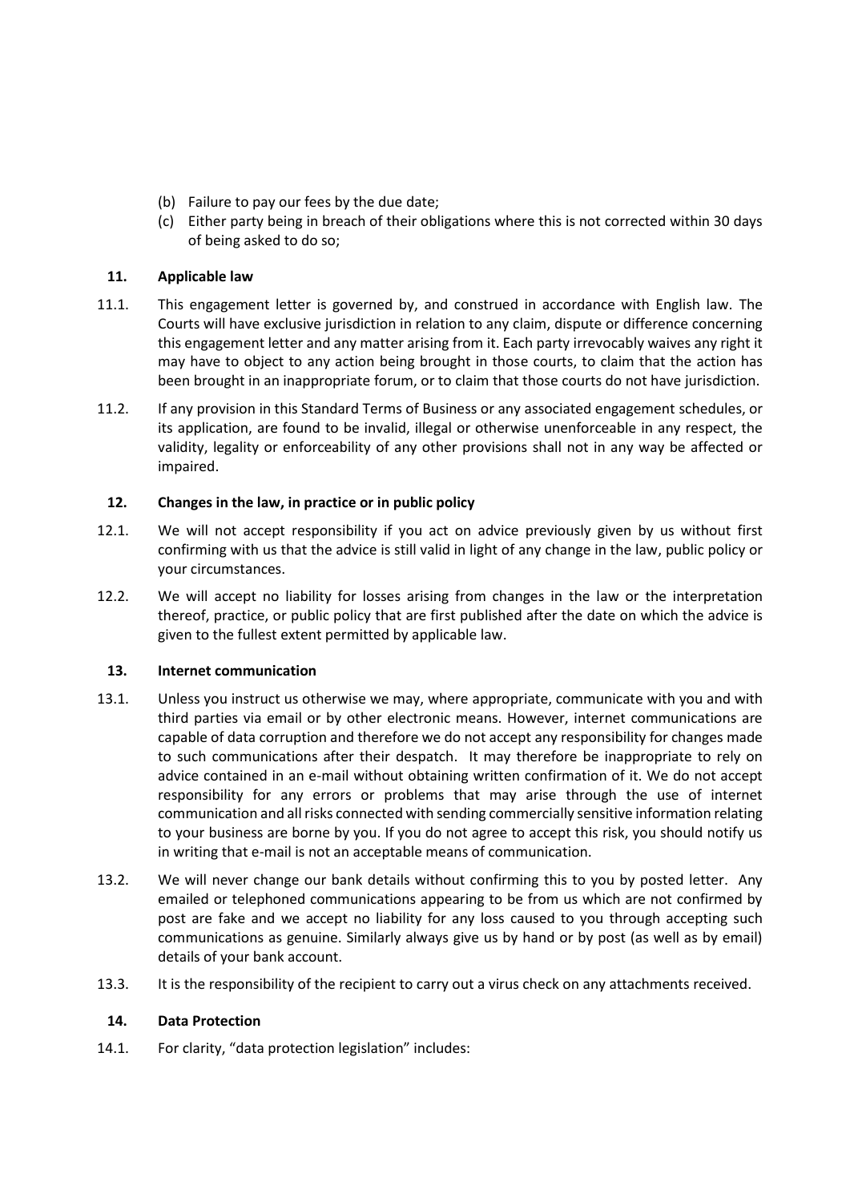(b) Failure to pay our fees by the due date;

(c) Either party being in breach of their obligations where this is not corrected within 30 days of being asked to do so;

## 11. Applicable law

11.1. This engagement letter is governed by, and construed in accordance with English law. The Courts will have exclusive jurisdiction in relation to any claim, dispute or difference concerning this engagement letter and any matter arising from it. Each party irrevocably waives any right it may have to object to any action being brought in those courts, to claim that the action has been brought in an inappropriate forum, or to claim that those courts do not have jurisdiction.

11.2. If any provision in this Standard Terms of Business or any associated engagement schedules, or its application, are found to be invalid, illegal or otherwise unenforceable in any respect, the validity, legality or enforceability of any other provisions shall not in any way be affected or impaired.

## 12. Changes in the law, in practice or in public policy

12.1. We will not accept responsibility if you act on advice previously given by us without first confirming with us that the advice is still valid in light of any change in the law, public policy or your circumstances.

12.2. We will accept no liability for losses arising from changes in the law or the interpretation thereof, practice, or public policy that are first published after the date on which the advice is given to the fullest extent permitted by applicable law.

## 13. Internet communication

13.1. Unless you instruct us otherwise we may, where appropriate, communicate with you and with third parties via email or by other electronic means. However, internet communications are capable of data corruption and therefore we do not accept any responsibility for changes made to such communications after their despatch. It may therefore be inappropriate to rely on advice contained in an e-mail without obtaining written confirmation of it. We do not accept responsibility for any errors or problems that may arise through the use of internet communication and all risks connected with sending commercially sensitive information relating to your business are borne by you. If you do not agree to accept this risk, you should notify us in writing that e-mail is not an acceptable means of communication.

13.2. We will never change our bank details without confirming this to you by posted letter. Any emailed or telephoned communications appearing to be from us which are not confirmed by post are fake and we accept no liability for any loss caused to you through accepting such communications as genuine. Similarly always give us by hand or by post (as well as by email) details of your bank account.

13.3. It is the responsibility of the recipient to carry out a virus check on any attachments received.

## 14. Data Protection

14.1. For clarity, "data protection legislation" includes: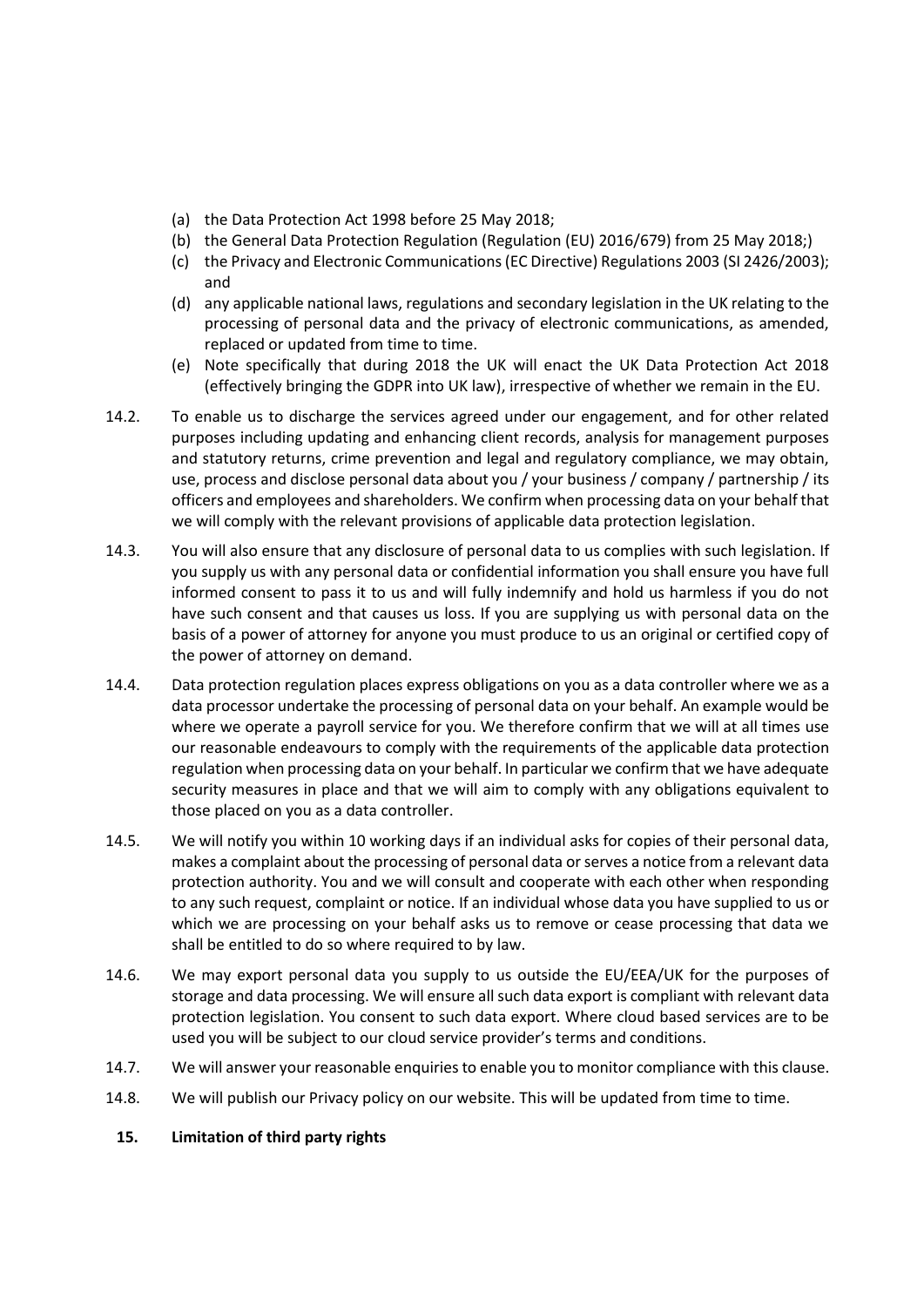(a) the Data Protection Act 1998 before 25 May 2018;
(b) the General Data Protection Regulation (Regulation (EU) 2016/679) from 25 May 2018;)
(c) the Privacy and Electronic Communications (EC Directive) Regulations 2003 (SI 2426/2003); and
(d) any applicable national laws, regulations and secondary legislation in the UK relating to the processing of personal data and the privacy of electronic communications, as amended, replaced or updated from time to time.
(e) Note specifically that during 2018 the UK will enact the UK Data Protection Act 2018 (effectively bringing the GDPR into UK law), irrespective of whether we remain in the EU.

14.2. To enable us to discharge the services agreed under our engagement, and for other related purposes including updating and enhancing client records, analysis for management purposes and statutory returns, crime prevention and legal and regulatory compliance, we may obtain, use, process and disclose personal data about you / your business / company / partnership / its officers and employees and shareholders. We confirm when processing data on your behalf that we will comply with the relevant provisions of applicable data protection legislation.

14.3. You will also ensure that any disclosure of personal data to us complies with such legislation. If you supply us with any personal data or confidential information you shall ensure you have full informed consent to pass it to us and will fully indemnify and hold us harmless if you do not have such consent and that causes us loss. If you are supplying us with personal data on the basis of a power of attorney for anyone you must produce to us an original or certified copy of the power of attorney on demand.

14.4. Data protection regulation places express obligations on you as a data controller where we as a data processor undertake the processing of personal data on your behalf. An example would be where we operate a payroll service for you. We therefore confirm that we will at all times use our reasonable endeavours to comply with the requirements of the applicable data protection regulation when processing data on your behalf. In particular we confirm that we have adequate security measures in place and that we will aim to comply with any obligations equivalent to those placed on you as a data controller.

14.5. We will notify you within 10 working days if an individual asks for copies of their personal data, makes a complaint about the processing of personal data or serves a notice from a relevant data protection authority. You and we will consult and cooperate with each other when responding to any such request, complaint or notice. If an individual whose data you have supplied to us or which we are processing on your behalf asks us to remove or cease processing that data we shall be entitled to do so where required to by law.

14.6. We may export personal data you supply to us outside the EU/EEA/UK for the purposes of storage and data processing. We will ensure all such data export is compliant with relevant data protection legislation. You consent to such data export. Where cloud based services are to be used you will be subject to our cloud service provider's terms and conditions.

14.7. We will answer your reasonable enquiries to enable you to monitor compliance with this clause.

14.8. We will publish our Privacy policy on our website. This will be updated from time to time.

**15. Limitation of third party rights**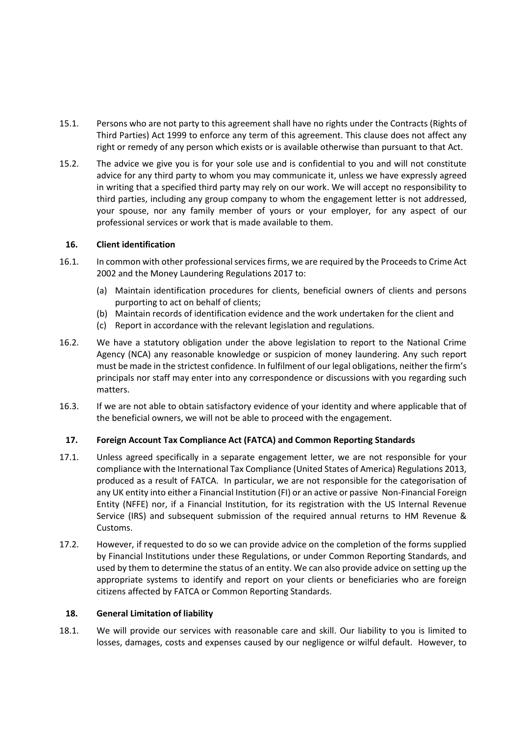15.1. Persons who are not party to this agreement shall have no rights under the Contracts (Rights of Third Parties) Act 1999 to enforce any term of this agreement. This clause does not affect any right or remedy of any person which exists or is available otherwise than pursuant to that Act.

15.2. The advice we give you is for your sole use and is confidential to you and will not constitute advice for any third party to whom you may communicate it, unless we have expressly agreed in writing that a specified third party may rely on our work. We will accept no responsibility to third parties, including any group company to whom the engagement letter is not addressed, your spouse, nor any family member of yours or your employer, for any aspect of our professional services or work that is made available to them.

## 16. Client identification

16.1. In common with other professional services firms, we are required by the Proceeds to Crime Act 2002 and the Money Laundering Regulations 2017 to:

(a) Maintain identification procedures for clients, beneficial owners of clients and persons purporting to act on behalf of clients;
(b) Maintain records of identification evidence and the work undertaken for the client and
(c) Report in accordance with the relevant legislation and regulations.

16.2. We have a statutory obligation under the above legislation to report to the National Crime Agency (NCA) any reasonable knowledge or suspicion of money laundering. Any such report must be made in the strictest confidence. In fulfilment of our legal obligations, neither the firm's principals nor staff may enter into any correspondence or discussions with you regarding such matters.

16.3. If we are not able to obtain satisfactory evidence of your identity and where applicable that of the beneficial owners, we will not be able to proceed with the engagement.

## 17. Foreign Account Tax Compliance Act (FATCA) and Common Reporting Standards

17.1. Unless agreed specifically in a separate engagement letter, we are not responsible for your compliance with the International Tax Compliance (United States of America) Regulations 2013, produced as a result of FATCA. In particular, we are not responsible for the categorisation of any UK entity into either a Financial Institution (FI) or an active or passive Non-Financial Foreign Entity (NFFE) nor, if a Financial Institution, for its registration with the US Internal Revenue Service (IRS) and subsequent submission of the required annual returns to HM Revenue & Customs.

17.2. However, if requested to do so we can provide advice on the completion of the forms supplied by Financial Institutions under these Regulations, or under Common Reporting Standards, and used by them to determine the status of an entity. We can also provide advice on setting up the appropriate systems to identify and report on your clients or beneficiaries who are foreign citizens affected by FATCA or Common Reporting Standards.

## 18. General Limitation of liability

18.1. We will provide our services with reasonable care and skill. Our liability to you is limited to losses, damages, costs and expenses caused by our negligence or wilful default. However, to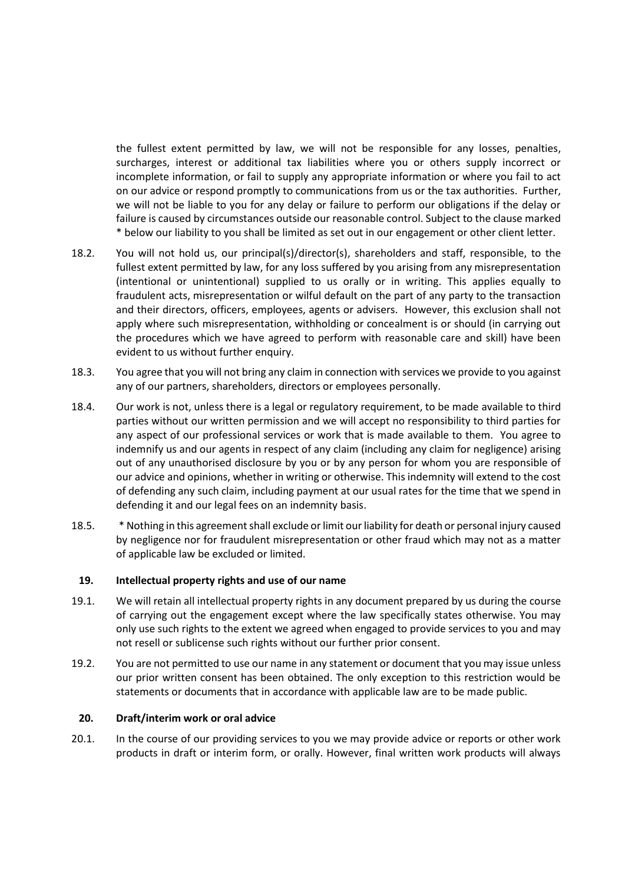the fullest extent permitted by law, we will not be responsible for any losses, penalties, surcharges, interest or additional tax liabilities where you or others supply incorrect or incomplete information, or fail to supply any appropriate information or where you fail to act on our advice or respond promptly to communications from us or the tax authorities. Further, we will not be liable to you for any delay or failure to perform our obligations if the delay or failure is caused by circumstances outside our reasonable control. Subject to the clause marked * below our liability to you shall be limited as set out in our engagement or other client letter.

18.2. You will not hold us, our principal(s)/director(s), shareholders and staff, responsible, to the fullest extent permitted by law, for any loss suffered by you arising from any misrepresentation (intentional or unintentional) supplied to us orally or in writing. This applies equally to fraudulent acts, misrepresentation or wilful default on the part of any party to the transaction and their directors, officers, employees, agents or advisers. However, this exclusion shall not apply where such misrepresentation, withholding or concealment is or should (in carrying out the procedures which we have agreed to perform with reasonable care and skill) have been evident to us without further enquiry.

18.3. You agree that you will not bring any claim in connection with services we provide to you against any of our partners, shareholders, directors or employees personally.

18.4. Our work is not, unless there is a legal or regulatory requirement, to be made available to third parties without our written permission and we will accept no responsibility to third parties for any aspect of our professional services or work that is made available to them. You agree to indemnify us and our agents in respect of any claim (including any claim for negligence) arising out of any unauthorised disclosure by you or by any person for whom you are responsible of our advice and opinions, whether in writing or otherwise. This indemnity will extend to the cost of defending any such claim, including payment at our usual rates for the time that we spend in defending it and our legal fees on an indemnity basis.

18.5. * Nothing in this agreement shall exclude or limit our liability for death or personal injury caused by negligence nor for fraudulent misrepresentation or other fraud which may not as a matter of applicable law be excluded or limited.

### 19. Intellectual property rights and use of our name

19.1. We will retain all intellectual property rights in any document prepared by us during the course of carrying out the engagement except where the law specifically states otherwise. You may only use such rights to the extent we agreed when engaged to provide services to you and may not resell or sublicense such rights without our further prior consent.

19.2. You are not permitted to use our name in any statement or document that you may issue unless our prior written consent has been obtained. The only exception to this restriction would be statements or documents that in accordance with applicable law are to be made public.

### 20. Draft/interim work or oral advice

20.1. In the course of our providing services to you we may provide advice or reports or other work products in draft or interim form, or orally. However, final written work products will always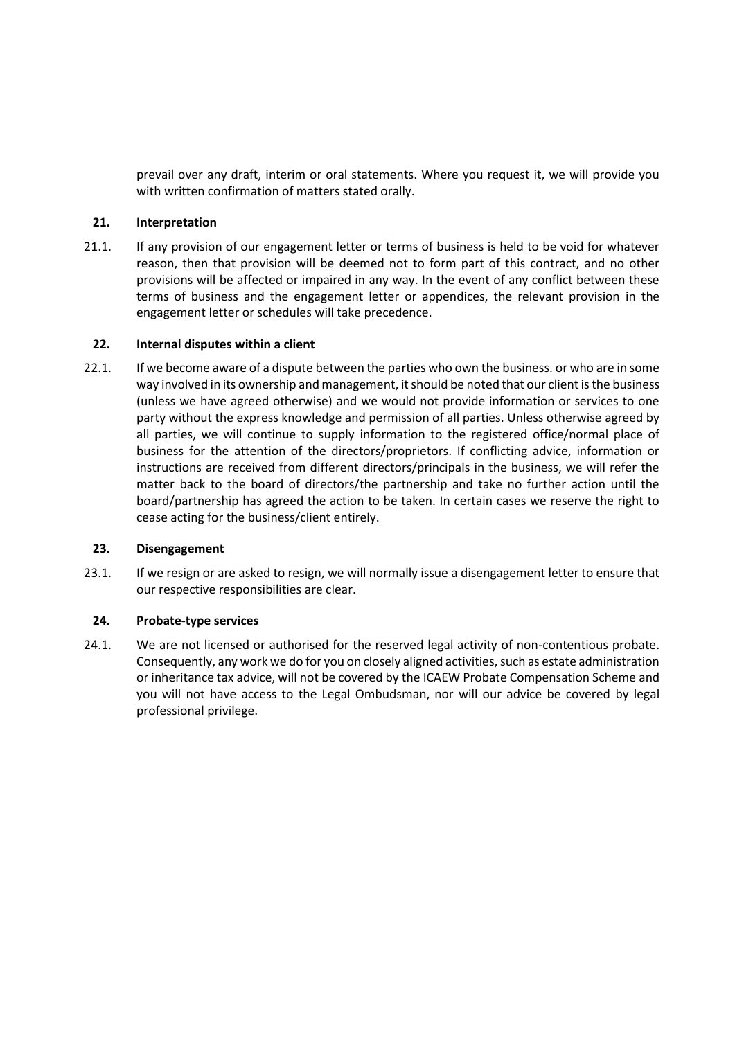prevail over any draft, interim or oral statements. Where you request it, we will provide you with written confirmation of matters stated orally.

**21. Interpretation**

21.1. If any provision of our engagement letter or terms of business is held to be void for whatever reason, then that provision will be deemed not to form part of this contract, and no other provisions will be affected or impaired in any way. In the event of any conflict between these terms of business and the engagement letter or appendices, the relevant provision in the engagement letter or schedules will take precedence.

**22. Internal disputes within a client**

22.1. If we become aware of a dispute between the parties who own the business. or who are in some way involved in its ownership and management, it should be noted that our client is the business (unless we have agreed otherwise) and we would not provide information or services to one party without the express knowledge and permission of all parties. Unless otherwise agreed by all parties, we will continue to supply information to the registered office/normal place of business for the attention of the directors/proprietors. If conflicting advice, information or instructions are received from different directors/principals in the business, we will refer the matter back to the board of directors/the partnership and take no further action until the board/partnership has agreed the action to be taken. In certain cases we reserve the right to cease acting for the business/client entirely.

**23. Disengagement**

23.1. If we resign or are asked to resign, we will normally issue a disengagement letter to ensure that our respective responsibilities are clear.

**24. Probate-type services**

24.1. We are not licensed or authorised for the reserved legal activity of non-contentious probate. Consequently, any work we do for you on closely aligned activities, such as estate administration or inheritance tax advice, will not be covered by the ICAEW Probate Compensation Scheme and you will not have access to the Legal Ombudsman, nor will our advice be covered by legal professional privilege.